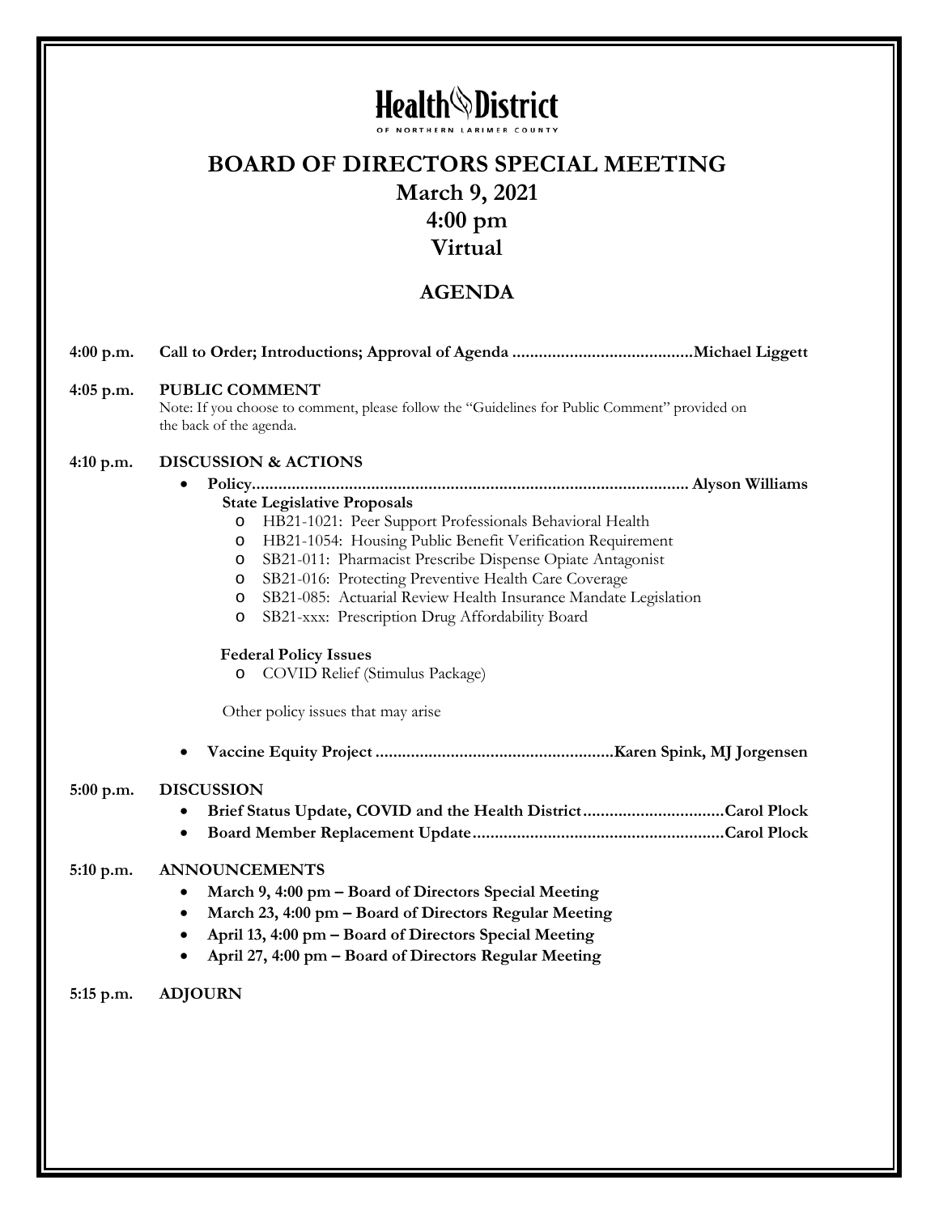# Health District

OF NORTHERN LARIMER COUNTY

# BOARD OF DIRECTORS SPECIAL MEETING

## March 9, 2021
## 4:00 pm
## Virtual

## AGENDA

**4:00 p.m.** **Call to Order; Introductions; Approval of Agenda .........................................Michael Liggett**

**4:05 p.m.** **PUBLIC COMMENT**

Note: If you choose to comment, please follow the "Guidelines for Public Comment" provided on the back of the agenda.

**4:10 p.m.** **DISCUSSION & ACTIONS**

- **Policy.................................................................................................. Alyson Williams**

  **State Legislative Proposals**
  - HB21-1021: Peer Support Professionals Behavioral Health
  - HB21-1054: Housing Public Benefit Verification Requirement
  - SB21-011: Pharmacist Prescribe Dispense Opiate Antagonist
  - SB21-016: Protecting Preventive Health Care Coverage
  - SB21-085: Actuarial Review Health Insurance Mandate Legislation
  - SB21-xxx: Prescription Drug Affordability Board

  **Federal Policy Issues**
  - COVID Relief (Stimulus Package)

  Other policy issues that may arise

- **Vaccine Equity Project .....................................................Karen Spink, MJ Jorgensen**

**5:00 p.m.** **DISCUSSION**

- **Brief Status Update, COVID and the Health District................................Carol Plock**
- **Board Member Replacement Update........................................................Carol Plock**

**5:10 p.m.** **ANNOUNCEMENTS**

- **March 9, 4:00 pm – Board of Directors Special Meeting**
- **March 23, 4:00 pm – Board of Directors Regular Meeting**
- **April 13, 4:00 pm – Board of Directors Special Meeting**
- **April 27, 4:00 pm – Board of Directors Regular Meeting**

**5:15 p.m.** **ADJOURN**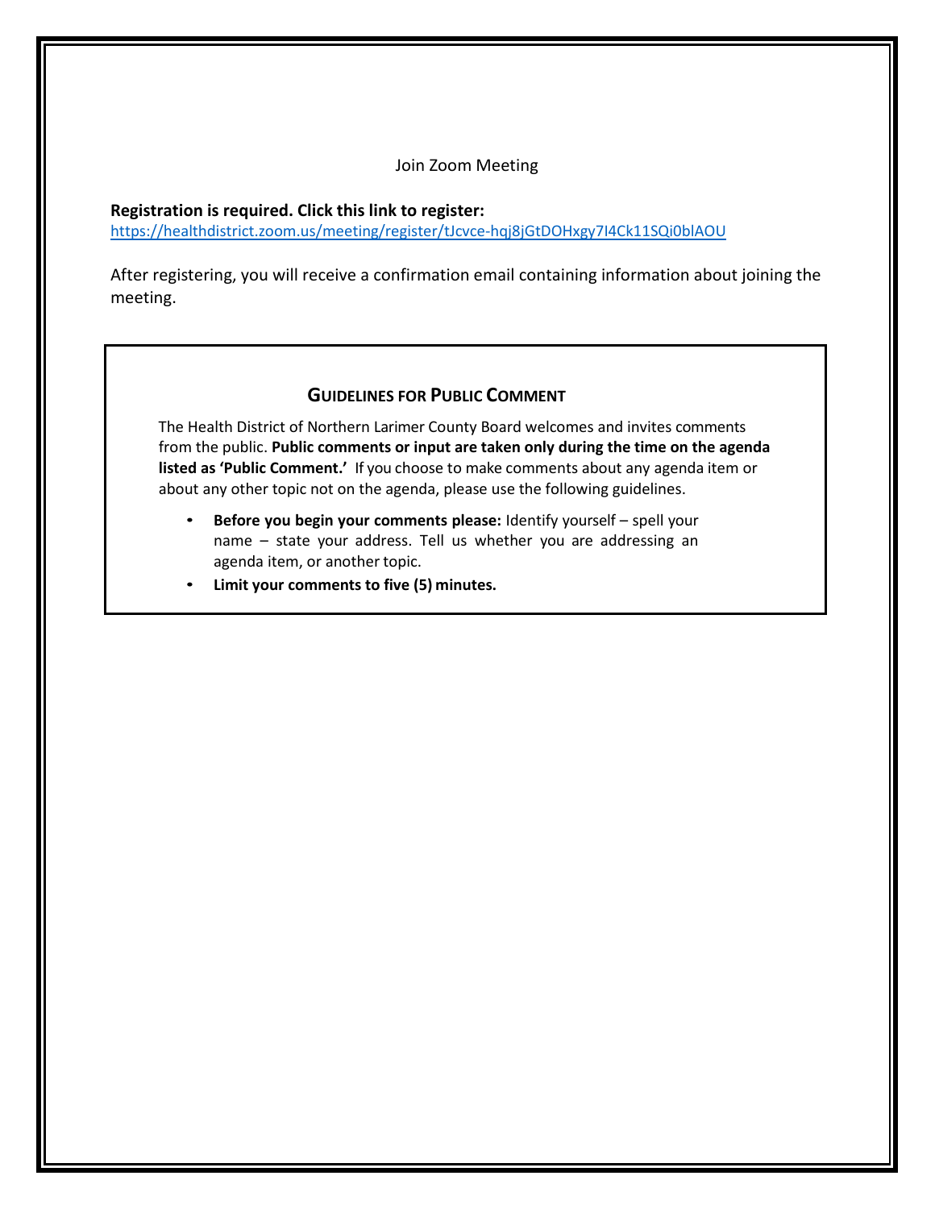Join Zoom Meeting

**Registration is required. Click this link to register:**
https://healthdistrict.zoom.us/meeting/register/tJcvce-hqj8jGtDOHxgy7I4Ck11SQi0blAOU

After registering, you will receive a confirmation email containing information about joining the meeting.

## GUIDELINES FOR PUBLIC COMMENT

The Health District of Northern Larimer County Board welcomes and invites comments from the public. **Public comments or input are taken only during the time on the agenda listed as 'Public Comment.'** If you choose to make comments about any agenda item or about any other topic not on the agenda, please use the following guidelines.

- **Before you begin your comments please:** Identify yourself – spell your name – state your address. Tell us whether you are addressing an agenda item, or another topic.
- **Limit your comments to five (5) minutes.**